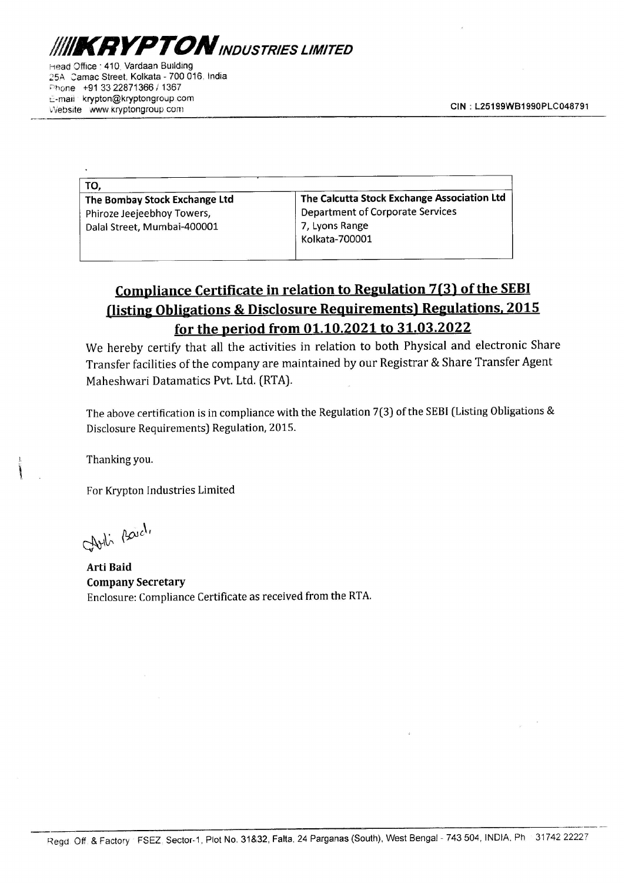# KRYPTON INDUSTRIES LIMITED

Head Office : 410, Vardaan Building
25A Camac Street, Kolkata - 700 016, India
Phone +91 33 22871366 / 1367
E-mail krypton@kryptongroup.com
Website www.kryptongroup.com

CIN : L25199WB1990PLC048791

| TO, | |
|---|---|
| **The Bombay Stock Exchange Ltd**<br>Phiroze Jeejeebhoy Towers,<br>Dalal Street, Mumbai-400001 | **The Calcutta Stock Exchange Association Ltd**<br>Department of Corporate Services<br>7, Lyons Range<br>Kolkata-700001 |

## Compliance Certificate in relation to Regulation 7(3) of the SEBI (listing Obligations & Disclosure Requirements) Regulations, 2015 for the period from 01.10.2021 to 31.03.2022

We hereby certify that all the activities in relation to both Physical and electronic Share Transfer facilities of the company are maintained by our Registrar & Share Transfer Agent Maheshwari Datamatics Pvt. Ltd. (RTA).

The above certification is in compliance with the Regulation 7(3) of the SEBI (Listing Obligations & Disclosure Requirements) Regulation, 2015.

Thanking you.

For Krypton Industries Limited

Arti Baid

**Arti Baid**
**Company Secretary**
Enclosure: Compliance Certificate as received from the RTA.

Regd Off & Factory FSEZ Sector-1, Plot No. 31&32, Falta, 24 Parganas (South), West Bengal - 743 504, INDIA, Ph 31742 22227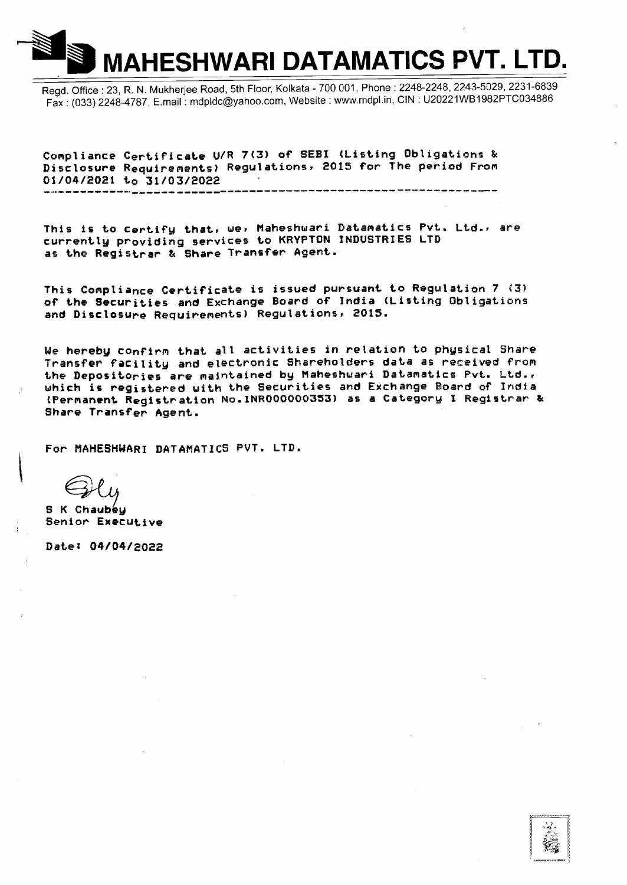# MAHESHWARI DATAMATICS PVT. LTD.

Regd. Office : 23, R. N. Mukherjee Road, 5th Floor, Kolkata - 700 001, Phone : 2248-2248, 2243-5029, 2231-6839
Fax : (033) 2248-4787, E.mail : mdpldc@yahoo.com, Website : www.mdpl.in, CIN : U20221WB1982PTC034886

Compliance Certificate U/R 7(3) of SEBI (Listing Obligations & Disclosure Requirements) Regulations, 2015 for The period From 01/04/2021 to 31/03/2022

This is to certify that, we, Maheshwari Datamatics Pvt. Ltd., are currently providing services to KRYPTON INDUSTRIES LTD as the Registrar & Share Transfer Agent.

This Compliance Certificate is issued pursuant to Regulation 7 (3) of the Securities and Exchange Board of India (Listing Obligations and Disclosure Requirements) Regulations, 2015.

We hereby confirm that all activities in relation to physical Share Transfer facility and electronic Shareholders data as received from the Depositories are maintained by Maheshwari Datamatics Pvt. Ltd., which is registered with the Securities and Exchange Board of India (Permanent Registration No.INR000000353) as a Category I Registrar & Share Transfer Agent.

For MAHESHWARI DATAMATICS PVT. LTD.

S K Chaubey
Senior Executive

Date: 04/04/2022